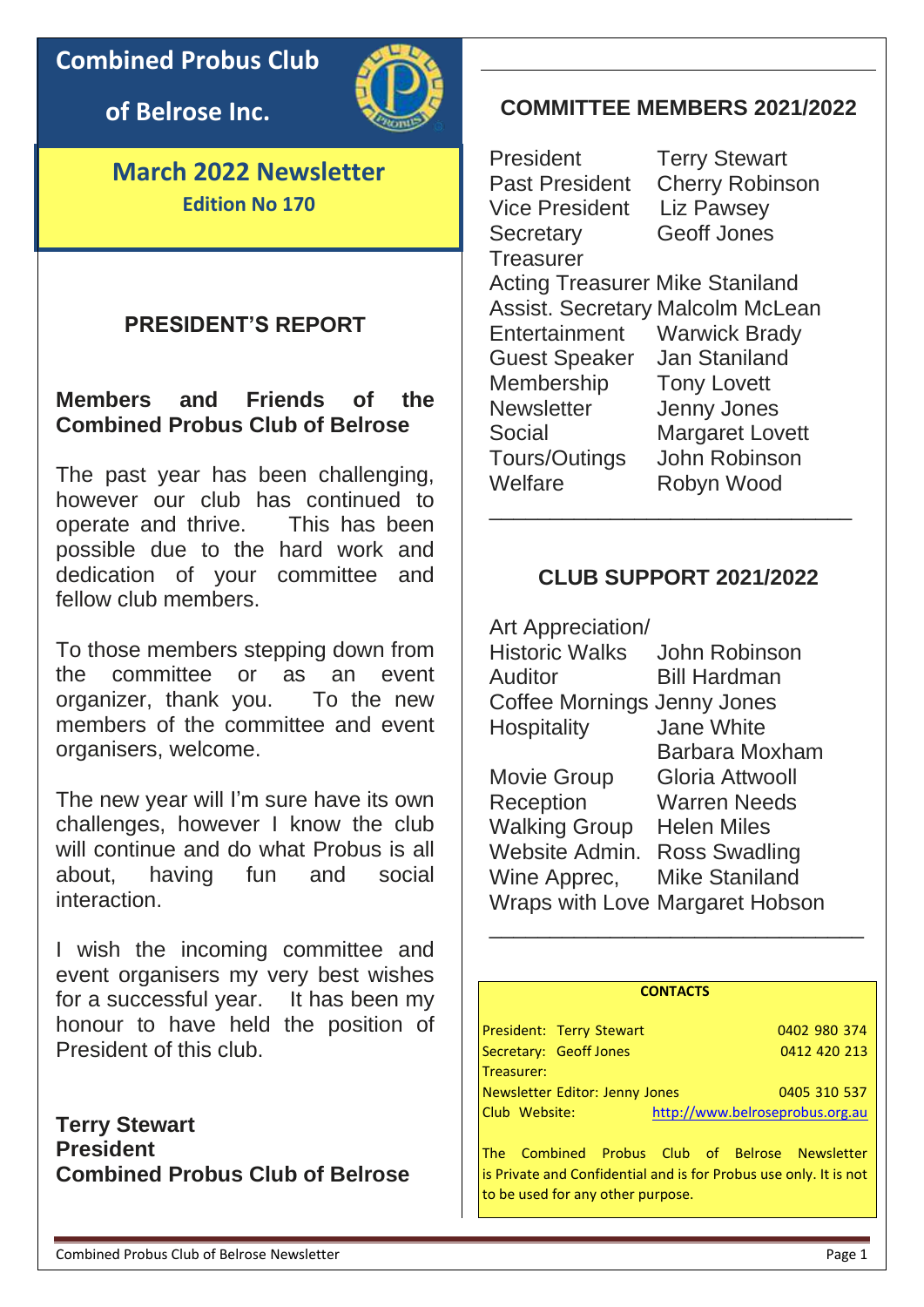# Combined Probus Club of Belrose Inc.

## March 2022 Newsletter

**Edition No 170**

## PRESIDENT'S REPORT

**Members and Friends of the Combined Probus Club of Belrose**

The past year has been challenging, however our club has continued to operate and thrive. This has been possible due to the hard work and dedication of your committee and fellow club members.

To those members stepping down from the committee or as an event organizer, thank you. To the new members of the committee and event organisers, welcome.

The new year will I'm sure have its own challenges, however I know the club will continue and do what Probus is all about, having fun and social interaction.

I wish the incoming committee and event organisers my very best wishes for a successful year. It has been my honour to have held the position of President of this club.

**Terry Stewart**
**President**
**Combined Probus Club of Belrose**

## COMMITTEE MEMBERS 2021/2022

| | |
|---|---|
| President | Terry Stewart |
| Past President | Cherry Robinson |
| Vice President | Liz Pawsey |
| Secretary | Geoff Jones |
| Treasurer | |
| Acting Treasurer | Mike Staniland |
| Assist. Secretary | Malcolm McLean |
| Entertainment | Warwick Brady |
| Guest Speaker | Jan Staniland |
| Membership | Tony Lovett |
| Newsletter | Jenny Jones |
| Social | Margaret Lovett |
| Tours/Outings | John Robinson |
| Welfare | Robyn Wood |

## CLUB SUPPORT 2021/2022

| | |
|---|---|
| Art Appreciation/ Historic Walks | John Robinson |
| Auditor | Bill Hardman |
| Coffee Mornings | Jenny Jones |
| Hospitality | Jane White, Barbara Moxham |
| Movie Group | Gloria Attwooll |
| Reception | Warren Needs |
| Walking Group | Helen Miles |
| Website Admin. | Ross Swadling |
| Wine Apprec, | Mike Staniland |
| Wraps with Love | Margaret Hobson |

**CONTACTS**

| | |
|---|---|
| President: Terry Stewart | 0402 980 374 |
| Secretary: Geoff Jones | 0412 420 213 |
| Treasurer: | |
| Newsletter Editor: Jenny Jones | 0405 310 537 |
| Club Website: | http://www.belroseprobus.org.au |

The Combined Probus Club of Belrose Newsletter is Private and Confidential and is for Probus use only. It is not to be used for any other purpose.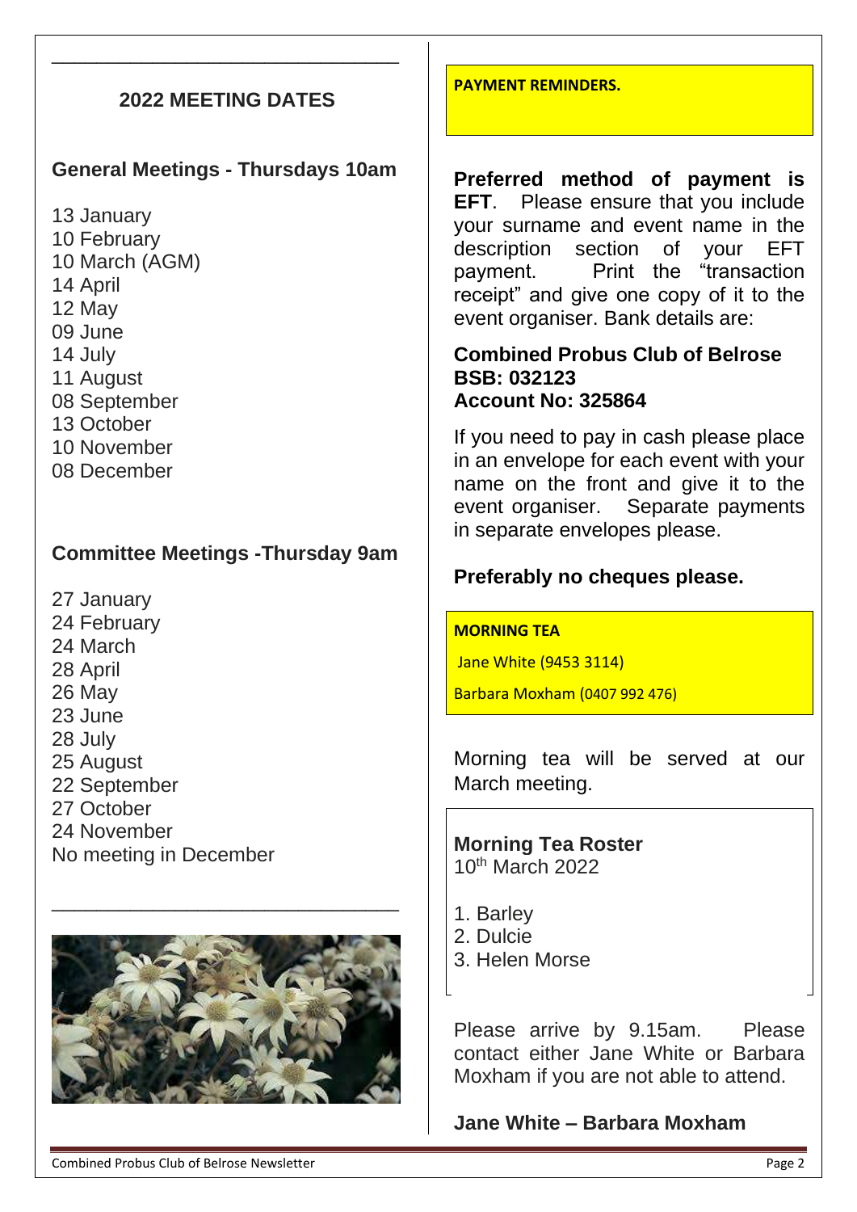## 2022 MEETING DATES

### General Meetings - Thursdays 10am

13 January
10 February
10 March (AGM)
14 April
12 May
09 June
14 July
11 August
08 September
13 October
10 November
08 December

### Committee Meetings -Thursday 9am

27 January
24 February
24 March
28 April
26 May
23 June
28 July
25 August
22 September
27 October
24 November
No meeting in December

**PAYMENT REMINDERS.**

**Preferred method of payment is EFT**. Please ensure that you include your surname and event name in the description section of your EFT payment. Print the "transaction receipt" and give one copy of it to the event organiser. Bank details are:

**Combined Probus Club of Belrose**
**BSB: 032123**
**Account No: 325864**

If you need to pay in cash please place in an envelope for each event with your name on the front and give it to the event organiser. Separate payments in separate envelopes please.

**Preferably no cheques please.**

**MORNING TEA**

Jane White (9453 3114)

Barbara Moxham (0407 992 476)

Morning tea will be served at our March meeting.

**Morning Tea Roster**
10th March 2022

1. Barley
2. Dulcie
3. Helen Morse

Please arrive by 9.15am. Please contact either Jane White or Barbara Moxham if you are not able to attend.

**Jane White – Barbara Moxham**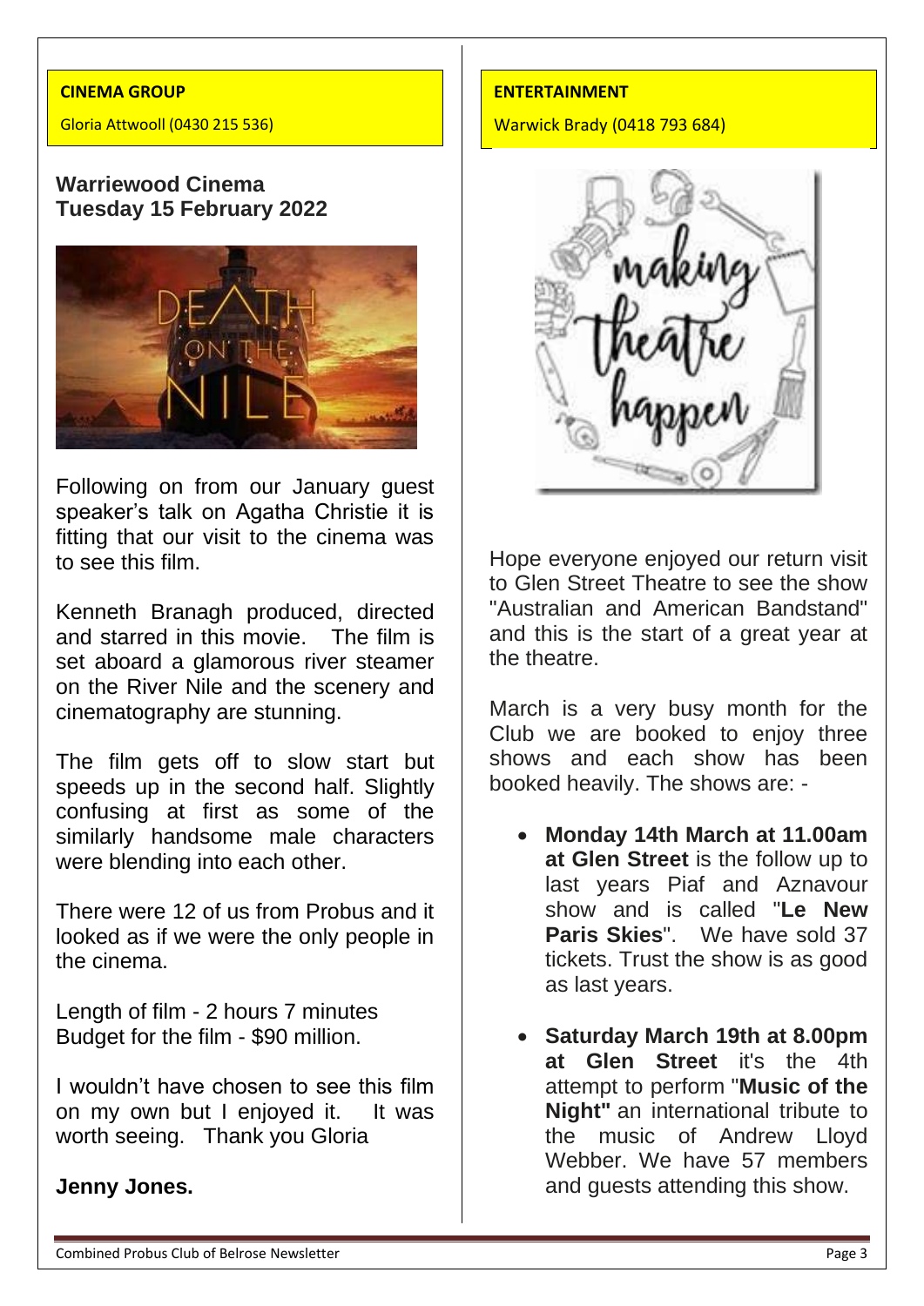**CINEMA GROUP**

Gloria Attwooll (0430 215 536)

### Warriewood Cinema
### Tuesday 15 February 2022

Following on from our January guest speaker's talk on Agatha Christie it is fitting that our visit to the cinema was to see this film.

Kenneth Branagh produced, directed and starred in this movie. The film is set aboard a glamorous river steamer on the River Nile and the scenery and cinematography are stunning.

The film gets off to slow start but speeds up in the second half. Slightly confusing at first as some of the similarly handsome male characters were blending into each other.

There were 12 of us from Probus and it looked as if we were the only people in the cinema.

Length of film - 2 hours 7 minutes
Budget for the film - $90 million.

I wouldn't have chosen to see this film on my own but I enjoyed it. It was worth seeing. Thank you Gloria

**Jenny Jones.**

**ENTERTAINMENT**

Warwick Brady (0418 793 684)

Hope everyone enjoyed our return visit to Glen Street Theatre to see the show "Australian and American Bandstand" and this is the start of a great year at the theatre.

March is a very busy month for the Club we are booked to enjoy three shows and each show has been booked heavily. The shows are: -

- **Monday 14th March at 11.00am at Glen Street** is the follow up to last years Piaf and Aznavour show and is called "**Le New Paris Skies**". We have sold 37 tickets. Trust the show is as good as last years.
- **Saturday March 19th at 8.00pm at Glen Street** it's the 4th attempt to perform "**Music of the Night"** an international tribute to the music of Andrew Lloyd Webber. We have 57 members and guests attending this show.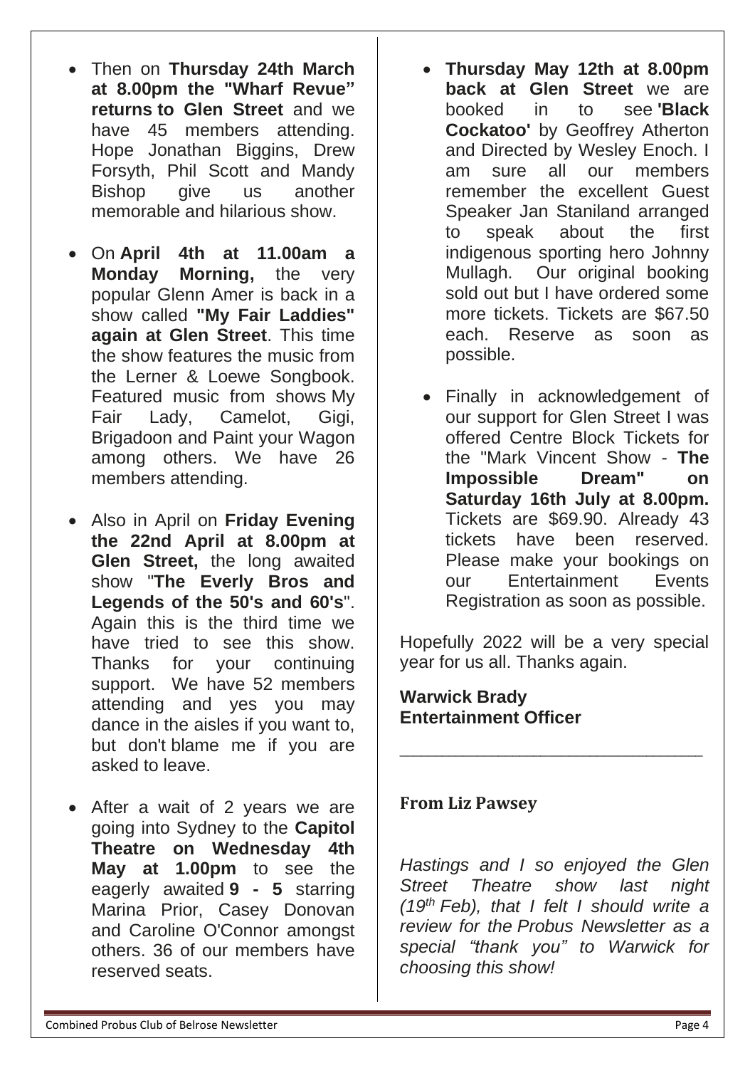- Then on **Thursday 24th March at 8.00pm the "Wharf Revue" returns to Glen Street** and we have 45 members attending. Hope Jonathan Biggins, Drew Forsyth, Phil Scott and Mandy Bishop give us another memorable and hilarious show.

- On **April 4th at 11.00am a Monday Morning,** the very popular Glenn Amer is back in a show called **"My Fair Laddies" again at Glen Street**. This time the show features the music from the Lerner & Loewe Songbook. Featured music from shows My Fair Lady, Camelot, Gigi, Brigadoon and Paint your Wagon among others. We have 26 members attending.

- Also in April on **Friday Evening the 22nd April at 8.00pm at Glen Street,** the long awaited show "**The Everly Bros and Legends of the 50's and 60's**". Again this is the third time we have tried to see this show. Thanks for your continuing support. We have 52 members attending and yes you may dance in the aisles if you want to, but don't blame me if you are asked to leave.

- After a wait of 2 years we are going into Sydney to the **Capitol Theatre on Wednesday 4th May at 1.00pm** to see the eagerly awaited **9 - 5** starring Marina Prior, Casey Donovan and Caroline O'Connor amongst others. 36 of our members have reserved seats.

- **Thursday May 12th at 8.00pm back at Glen Street** we are booked in to see **'Black Cockatoo'** by Geoffrey Atherton and Directed by Wesley Enoch. I am sure all our members remember the excellent Guest Speaker Jan Staniland arranged to speak about the first indigenous sporting hero Johnny Mullagh. Our original booking sold out but I have ordered some more tickets. Tickets are $67.50 each. Reserve as soon as possible.

- Finally in acknowledgement of our support for Glen Street I was offered Centre Block Tickets for the "Mark Vincent Show - **The Impossible Dream" on Saturday 16th July at 8.00pm.** Tickets are $69.90. Already 43 tickets have been reserved. Please make your bookings on our Entertainment Events Registration as soon as possible.

Hopefully 2022 will be a very special year for us all. Thanks again.

**Warwick Brady**
**Entertainment Officer**

---

### From Liz Pawsey

*Hastings and I so enjoyed the Glen Street Theatre show last night (19th Feb), that I felt I should write a review for the Probus Newsletter as a special "thank you" to Warwick for choosing this show!*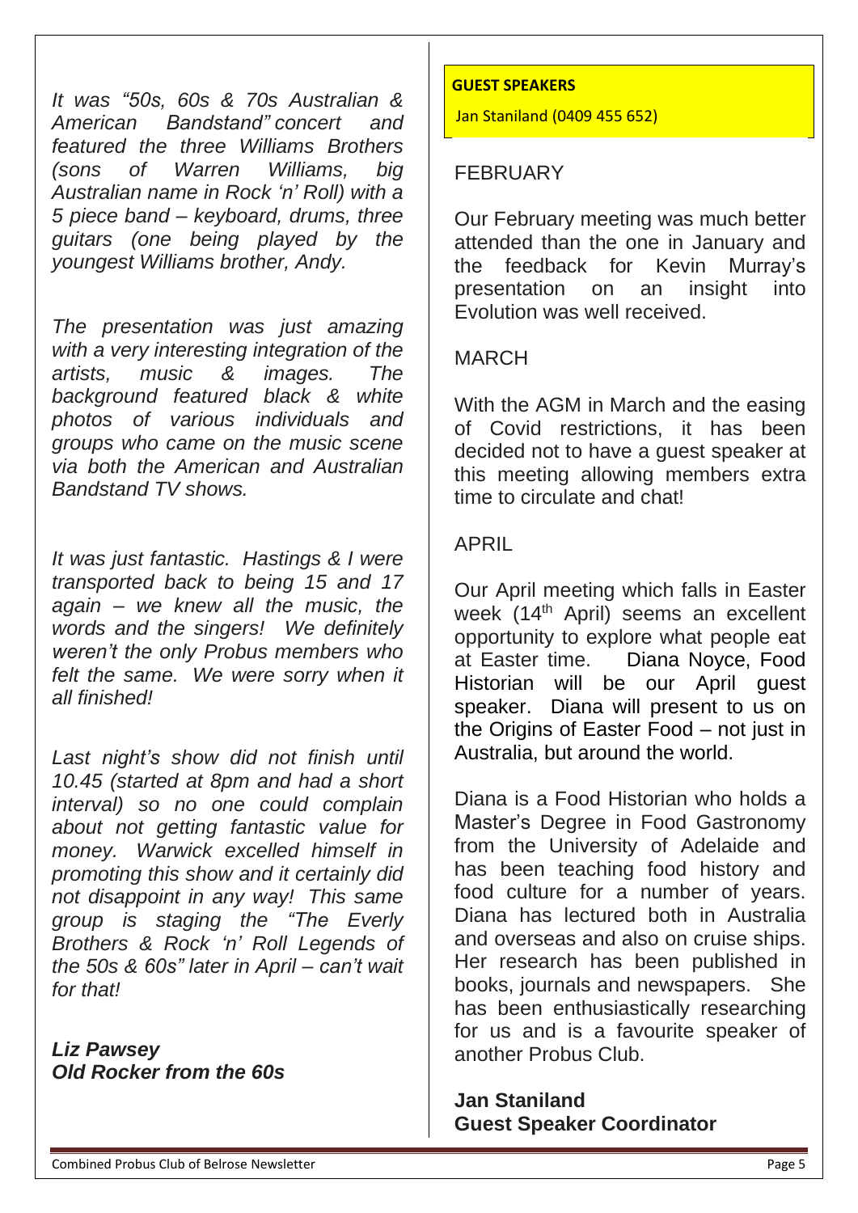*It was "50s, 60s & 70s Australian & American Bandstand" concert and featured the three Williams Brothers (sons of Warren Williams, big Australian name in Rock 'n' Roll) with a 5 piece band – keyboard, drums, three guitars (one being played by the youngest Williams brother, Andy.*

*The presentation was just amazing with a very interesting integration of the artists, music & images. The background featured black & white photos of various individuals and groups who came on the music scene via both the American and Australian Bandstand TV shows.*

*It was just fantastic. Hastings & I were transported back to being 15 and 17 again – we knew all the music, the words and the singers! We definitely weren't the only Probus members who felt the same. We were sorry when it all finished!*

*Last night's show did not finish until 10.45 (started at 8pm and had a short interval) so no one could complain about not getting fantastic value for money. Warwick excelled himself in promoting this show and it certainly did not disappoint in any way! This same group is staging the "The Everly Brothers & Rock 'n' Roll Legends of the 50s & 60s" later in April – can't wait for that!*

***Liz Pawsey***
***Old Rocker from the 60s***

**GUEST SPEAKERS**

Jan Staniland (0409 455 652)

## FEBRUARY

Our February meeting was much better attended than the one in January and the feedback for Kevin Murray's presentation on an insight into Evolution was well received.

## MARCH

With the AGM in March and the easing of Covid restrictions, it has been decided not to have a guest speaker at this meeting allowing members extra time to circulate and chat!

## APRIL

Our April meeting which falls in Easter week (14th April) seems an excellent opportunity to explore what people eat at Easter time. Diana Noyce, Food Historian will be our April guest speaker. Diana will present to us on the Origins of Easter Food – not just in Australia, but around the world.

Diana is a Food Historian who holds a Master's Degree in Food Gastronomy from the University of Adelaide and has been teaching food history and food culture for a number of years. Diana has lectured both in Australia and overseas and also on cruise ships. Her research has been published in books, journals and newspapers. She has been enthusiastically researching for us and is a favourite speaker of another Probus Club.

**Jan Staniland**
**Guest Speaker Coordinator**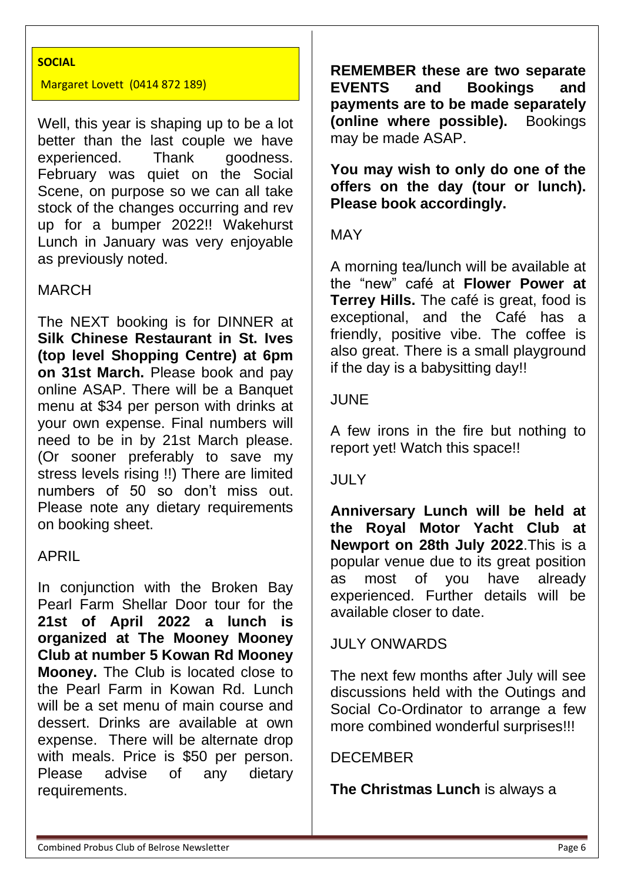## SOCIAL

Margaret Lovett (0414 872 189)

Well, this year is shaping up to be a lot better than the last couple we have experienced. Thank goodness. February was quiet on the Social Scene, on purpose so we can all take stock of the changes occurring and rev up for a bumper 2022!! Wakehurst Lunch in January was very enjoyable as previously noted.

### MARCH

The NEXT booking is for DINNER at **Silk Chinese Restaurant in St. Ives (top level Shopping Centre) at 6pm on 31st March.** Please book and pay online ASAP. There will be a Banquet menu at $34 per person with drinks at your own expense. Final numbers will need to be in by 21st March please. (Or sooner preferably to save my stress levels rising !!) There are limited numbers of 50 so don't miss out. Please note any dietary requirements on booking sheet.

### APRIL

In conjunction with the Broken Bay Pearl Farm Shellar Door tour for the **21st of April 2022 a lunch is organized at The Mooney Mooney Club at number 5 Kowan Rd Mooney Mooney.** The Club is located close to the Pearl Farm in Kowan Rd. Lunch will be a set menu of main course and dessert. Drinks are available at own expense. There will be alternate drop with meals. Price is $50 per person. Please advise of any dietary requirements.

**REMEMBER these are two separate EVENTS and Bookings and payments are to be made separately (online where possible).** Bookings may be made ASAP.

**You may wish to only do one of the offers on the day (tour or lunch). Please book accordingly.**

### MAY

A morning tea/lunch will be available at the "new" café at **Flower Power at Terrey Hills.** The café is great, food is exceptional, and the Café has a friendly, positive vibe. The coffee is also great. There is a small playground if the day is a babysitting day!!

### JUNE

A few irons in the fire but nothing to report yet! Watch this space!!

### JULY

**Anniversary Lunch will be held at the Royal Motor Yacht Club at Newport on 28th July 2022**.This is a popular venue due to its great position as most of you have already experienced. Further details will be available closer to date.

### JULY ONWARDS

The next few months after July will see discussions held with the Outings and Social Co-Ordinator to arrange a few more combined wonderful surprises!!!

### DECEMBER

**The Christmas Lunch** is always a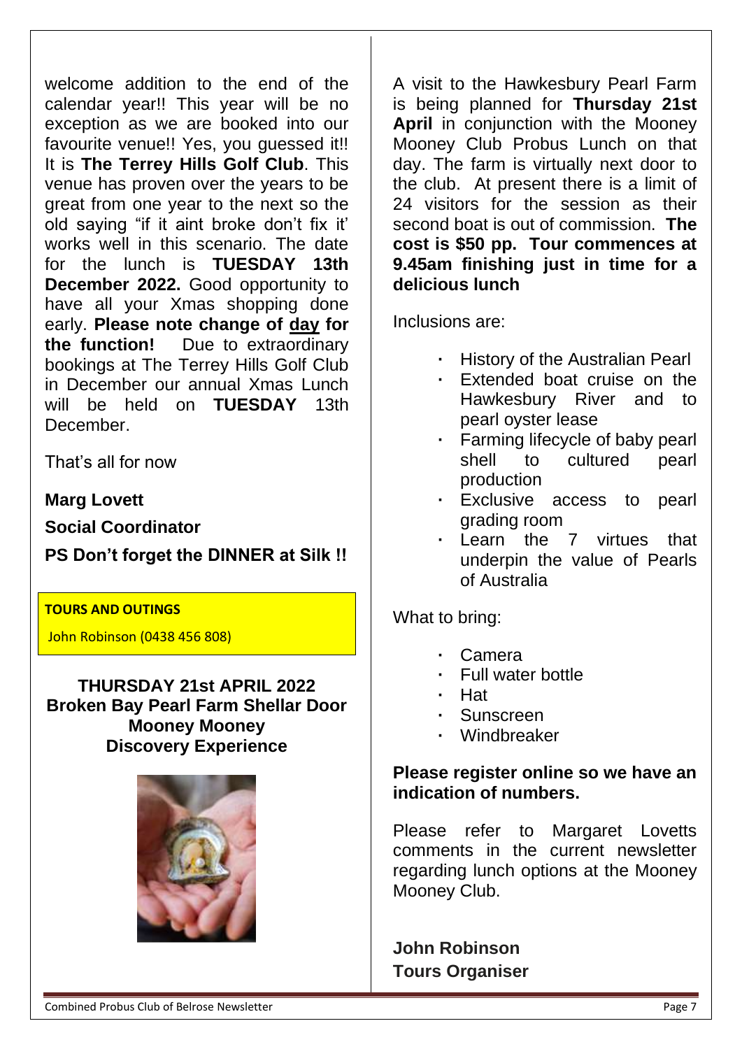welcome addition to the end of the calendar year!! This year will be no exception as we are booked into our favourite venue!! Yes, you guessed it!! It is **The Terrey Hills Golf Club**. This venue has proven over the years to be great from one year to the next so the old saying "if it aint broke don't fix it' works well in this scenario. The date for the lunch is **TUESDAY 13th December 2022.** Good opportunity to have all your Xmas shopping done early. **Please note change of day for the function!** Due to extraordinary bookings at The Terrey Hills Golf Club in December our annual Xmas Lunch will be held on **TUESDAY** 13th December.

That's all for now

**Marg Lovett**

**Social Coordinator**

**PS Don't forget the DINNER at Silk !!**

**TOURS AND OUTINGS**

John Robinson (0438 456 808)

**THURSDAY 21st APRIL 2022**
**Broken Bay Pearl Farm Shellar Door**
**Mooney Mooney**
**Discovery Experience**

A visit to the Hawkesbury Pearl Farm is being planned for **Thursday 21st April** in conjunction with the Mooney Mooney Club Probus Lunch on that day. The farm is virtually next door to the club. At present there is a limit of 24 visitors for the session as their second boat is out of commission. **The cost is $50 pp. Tour commences at 9.45am finishing just in time for a delicious lunch**

Inclusions are:

- History of the Australian Pearl
- Extended boat cruise on the Hawkesbury River and to pearl oyster lease
- Farming lifecycle of baby pearl shell to cultured pearl production
- Exclusive access to pearl grading room
- Learn the 7 virtues that underpin the value of Pearls of Australia

What to bring:

- Camera
- Full water bottle
- Hat
- Sunscreen
- Windbreaker

**Please register online so we have an indication of numbers.**

Please refer to Margaret Lovetts comments in the current newsletter regarding lunch options at the Mooney Mooney Club.

**John Robinson**
**Tours Organiser**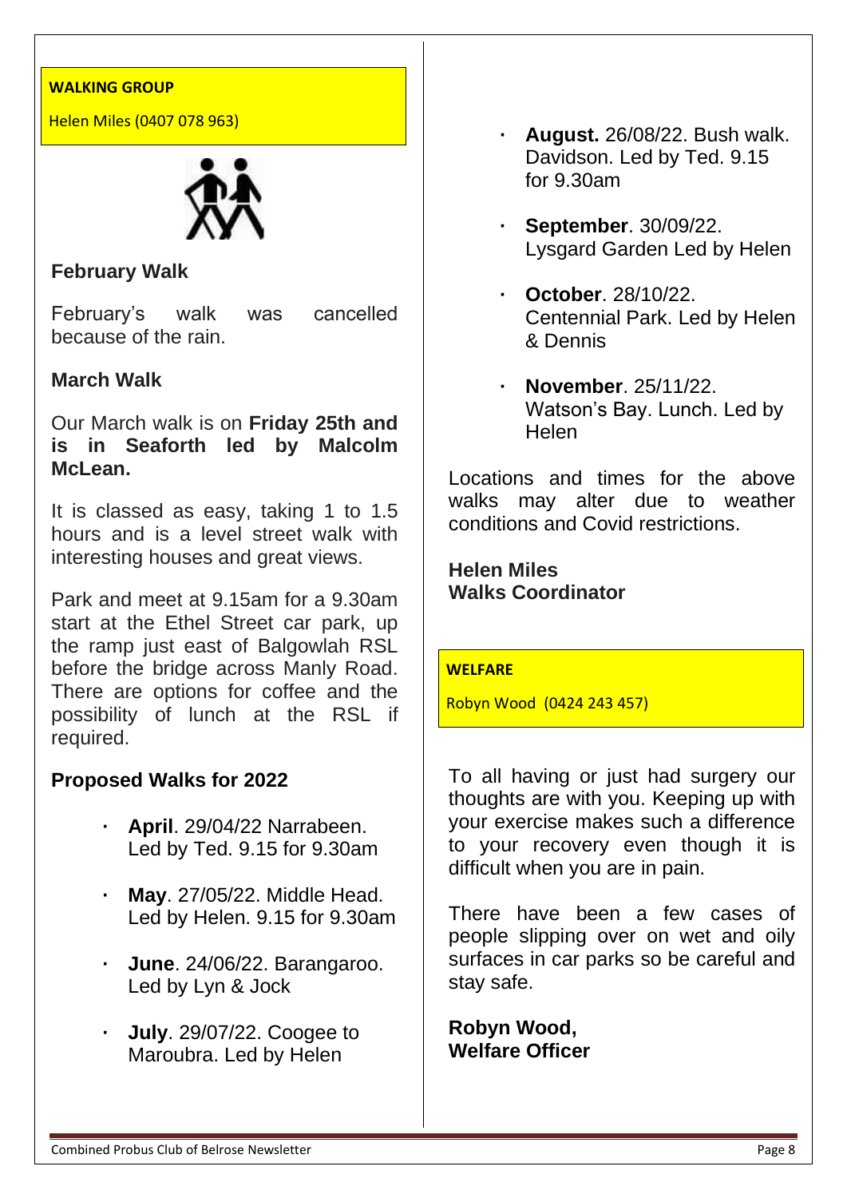## WALKING GROUP

Helen Miles (0407 078 963)

### February Walk

February's walk was cancelled because of the rain.

### March Walk

Our March walk is on **Friday 25th and is in Seaforth led by Malcolm McLean.**

It is classed as easy, taking 1 to 1.5 hours and is a level street walk with interesting houses and great views.

Park and meet at 9.15am for a 9.30am start at the Ethel Street car park, up the ramp just east of Balgowlah RSL before the bridge across Manly Road. There are options for coffee and the possibility of lunch at the RSL if required.

### Proposed Walks for 2022

- **April**. 29/04/22 Narrabeen. Led by Ted. 9.15 for 9.30am
- **May**. 27/05/22. Middle Head. Led by Helen. 9.15 for 9.30am
- **June**. 24/06/22. Barangaroo. Led by Lyn & Jock
- **July**. 29/07/22. Coogee to Maroubra. Led by Helen
- **August.** 26/08/22. Bush walk. Davidson. Led by Ted. 9.15 for 9.30am
- **September**. 30/09/22. Lysgard Garden Led by Helen
- **October**. 28/10/22. Centennial Park. Led by Helen & Dennis
- **November**. 25/11/22. Watson's Bay. Lunch. Led by Helen

Locations and times for the above walks may alter due to weather conditions and Covid restrictions.

**Helen Miles**
**Walks Coordinator**

## WELFARE

Robyn Wood (0424 243 457)

To all having or just had surgery our thoughts are with you. Keeping up with your exercise makes such a difference to your recovery even though it is difficult when you are in pain.

There have been a few cases of people slipping over on wet and oily surfaces in car parks so be careful and stay safe.

**Robyn Wood,**
**Welfare Officer**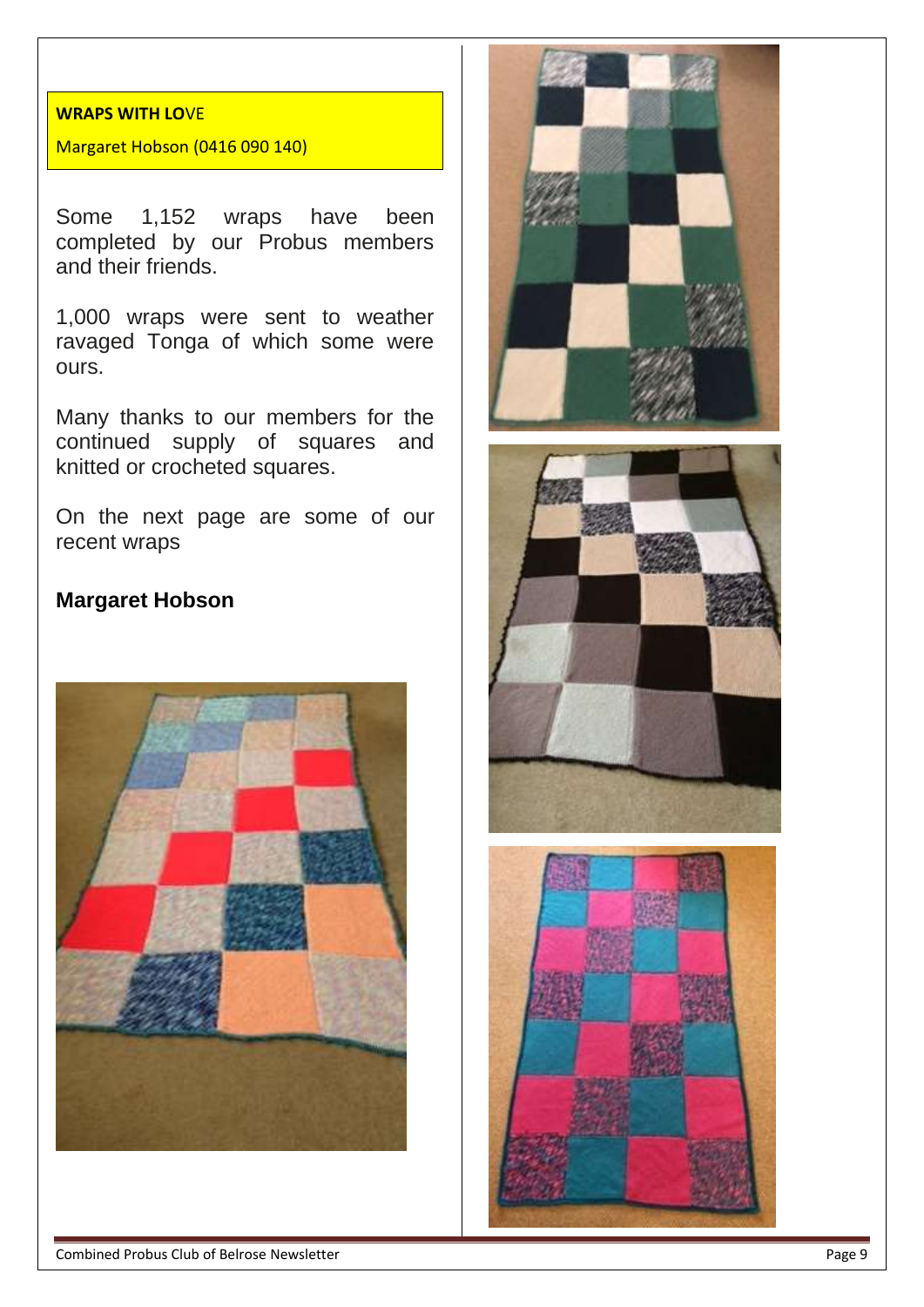**WRAPS WITH LOVE**

Margaret Hobson (0416 090 140)

Some 1,152 wraps have been completed by our Probus members and their friends.

1,000 wraps were sent to weather ravaged Tonga of which some were ours.

Many thanks to our members for the continued supply of squares and knitted or crocheted squares.

On the next page are some of our recent wraps

**Margaret Hobson**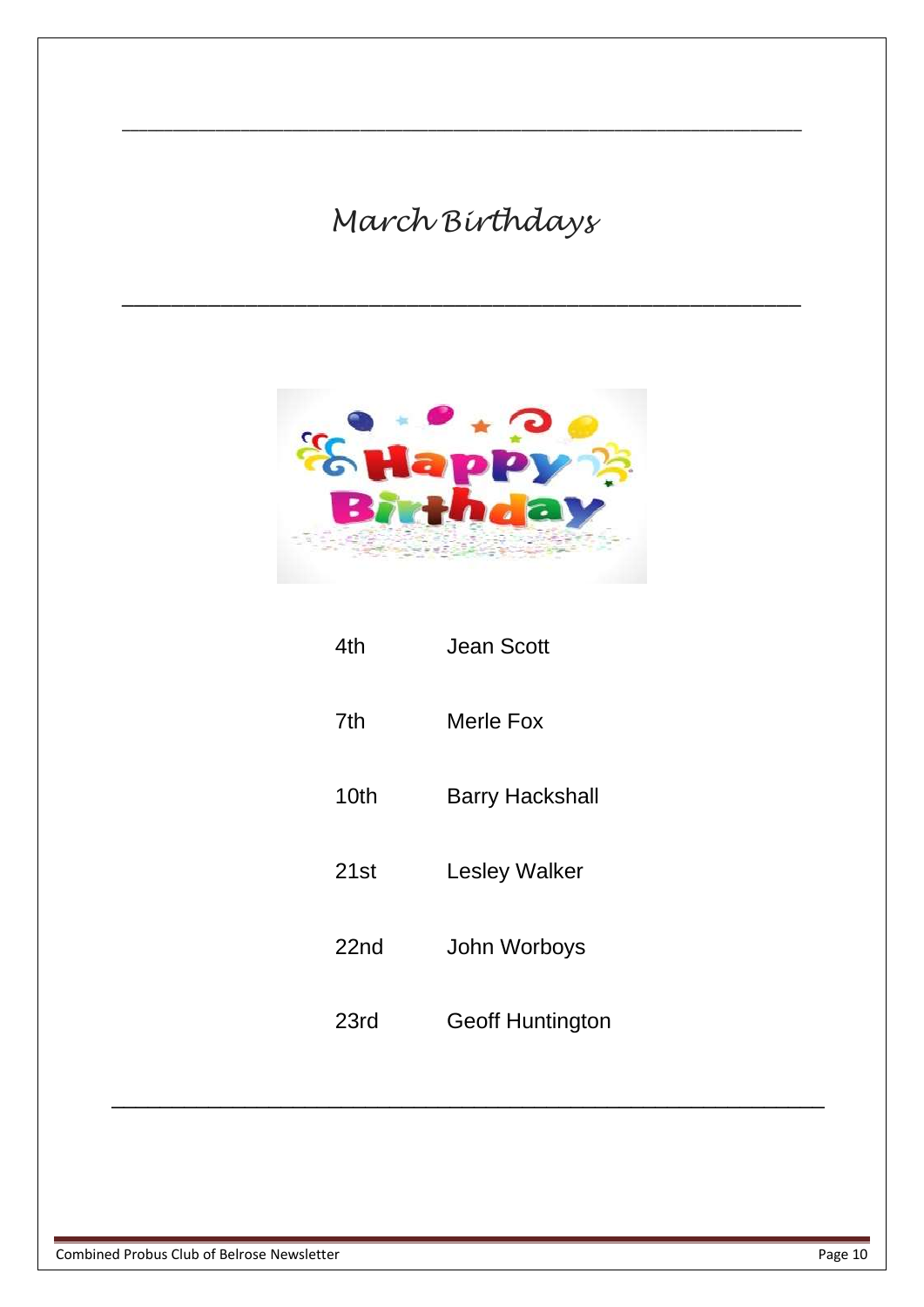# *March Birthdays*

| | |
|---|---|
| 4th | Jean Scott |
| 7th | Merle Fox |
| 10th | Barry Hackshall |
| 21st | Lesley Walker |
| 22nd | John Worboys |
| 23rd | Geoff Huntington |